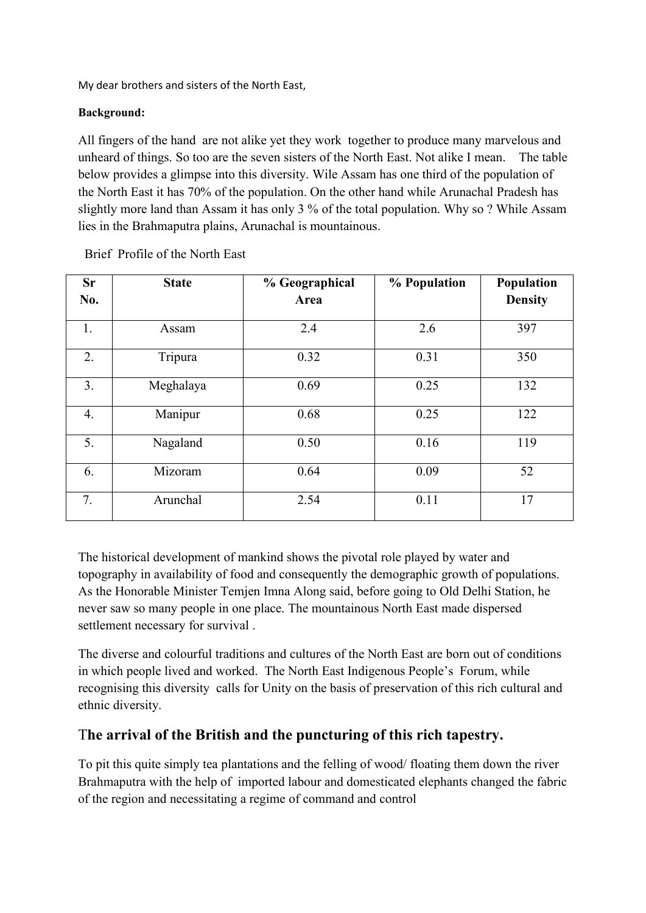My dear brothers and sisters of the North East,

**Background:**

All fingers of the hand are not alike yet they work together to produce many marvelous and unheard of things. So too are the seven sisters of the North East. Not alike I mean. The table below provides a glimpse into this diversity. Wile Assam has one third of the population of the North East it has 70% of the population. On the other hand while Arunachal Pradesh has slightly more land than Assam it has only 3 % of the total population. Why so ? While Assam lies in the Brahmaputra plains, Arunachal is mountainous.

Brief Profile of the North East

| Sr No. | State | % Geographical Area | % Population | Population Density |
|---|---|---|---|---|
| 1. | Assam | 2.4 | 2.6 | 397 |
| 2. | Tripura | 0.32 | 0.31 | 350 |
| 3. | Meghalaya | 0.69 | 0.25 | 132 |
| 4. | Manipur | 0.68 | 0.25 | 122 |
| 5. | Nagaland | 0.50 | 0.16 | 119 |
| 6. | Mizoram | 0.64 | 0.09 | 52 |
| 7. | Arunchal | 2.54 | 0.11 | 17 |

The historical development of mankind shows the pivotal role played by water and topography in availability of food and consequently the demographic growth of populations. As the Honorable Minister Temjen Imna Along said, before going to Old Delhi Station, he never saw so many people in one place. The mountainous North East made dispersed settlement necessary for survival .

The diverse and colourful traditions and cultures of the North East are born out of conditions in which people lived and worked. The North East Indigenous People's Forum, while recognising this diversity calls for Unity on the basis of preservation of this rich cultural and ethnic diversity.

## The arrival of the British and the puncturing of this rich tapestry.

To pit this quite simply tea plantations and the felling of wood/ floating them down the river Brahmaputra with the help of imported labour and domesticated elephants changed the fabric of the region and necessitating a regime of command and control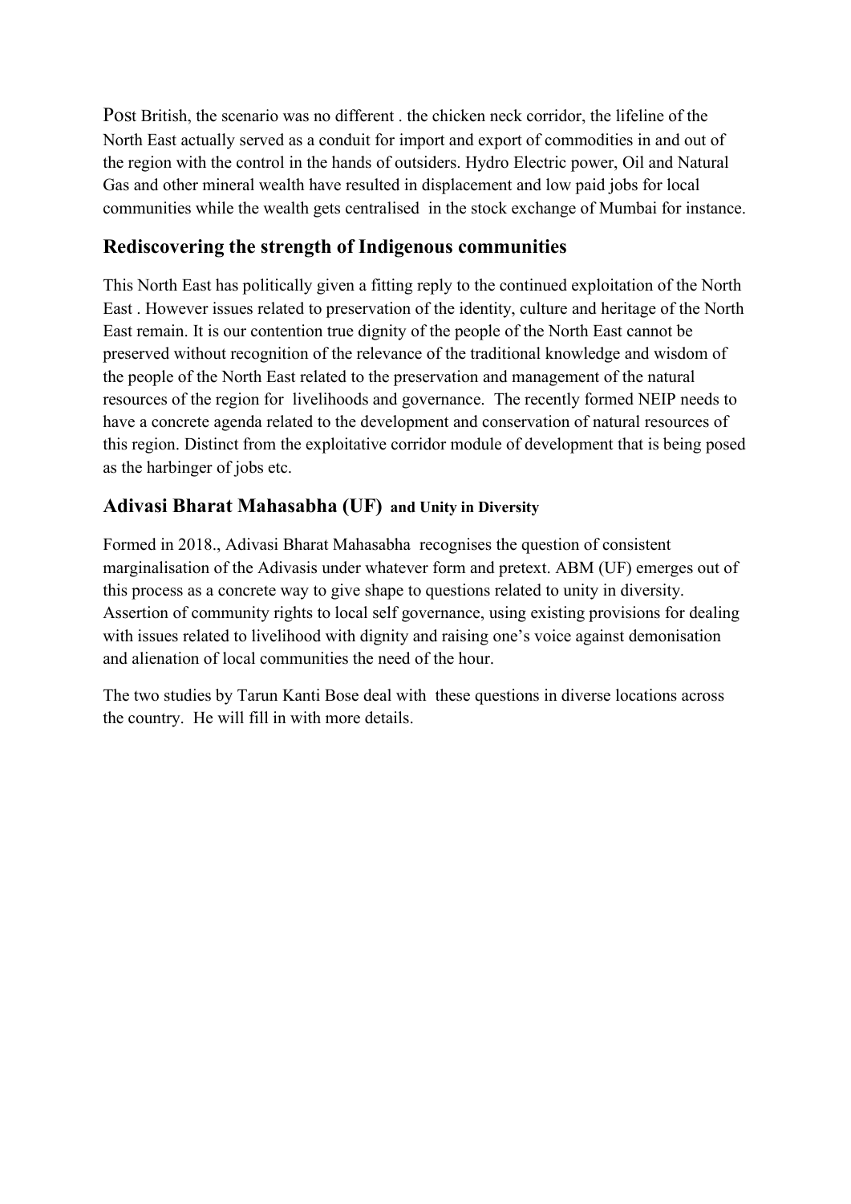Post British, the scenario was no different . the chicken neck corridor, the lifeline of the North East actually served as a conduit for import and export of commodities in and out of the region with the control in the hands of outsiders. Hydro Electric power, Oil and Natural Gas and other mineral wealth have resulted in displacement and low paid jobs for local communities while the wealth gets centralised in the stock exchange of Mumbai for instance.

## Rediscovering the strength of Indigenous communities

This North East has politically given a fitting reply to the continued exploitation of the North East . However issues related to preservation of the identity, culture and heritage of the North East remain. It is our contention true dignity of the people of the North East cannot be preserved without recognition of the relevance of the traditional knowledge and wisdom of the people of the North East related to the preservation and management of the natural resources of the region for livelihoods and governance. The recently formed NEIP needs to have a concrete agenda related to the development and conservation of natural resources of this region. Distinct from the exploitative corridor module of development that is being posed as the harbinger of jobs etc.

## Adivasi Bharat Mahasabha (UF) and Unity in Diversity

Formed in 2018., Adivasi Bharat Mahasabha recognises the question of consistent marginalisation of the Adivasis under whatever form and pretext. ABM (UF) emerges out of this process as a concrete way to give shape to questions related to unity in diversity. Assertion of community rights to local self governance, using existing provisions for dealing with issues related to livelihood with dignity and raising one's voice against demonisation and alienation of local communities the need of the hour.

The two studies by Tarun Kanti Bose deal with these questions in diverse locations across the country. He will fill in with more details.